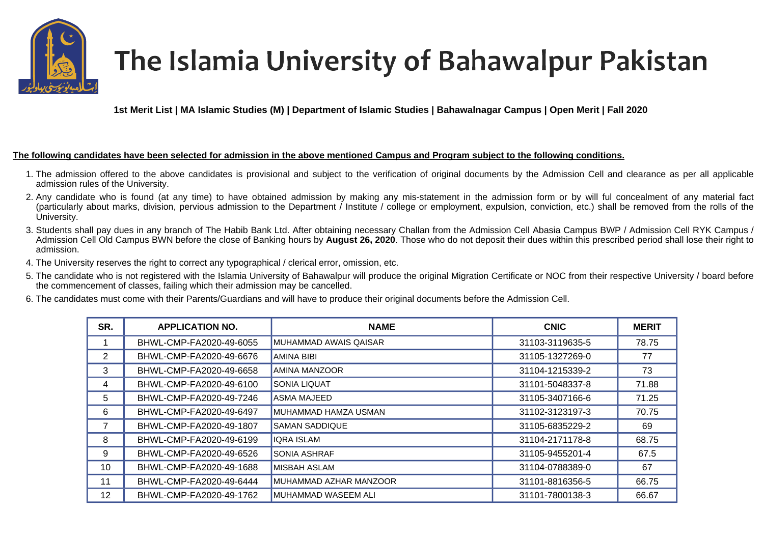# The Islamia University of Bahawalpur Pakistan

**1st Merit List | MA Islamic Studies (M) | Department of Islamic Studies | Bahawalnagar Campus | Open Merit | Fall 2020**

**The following candidates have been selected for admission in the above mentioned Campus and Program subject to the following conditions.**

1. The admission offered to the above candidates is provisional and subject to the verification of original documents by the Admission Cell and clearance as per all applicable admission rules of the University.
2. Any candidate who is found (at any time) to have obtained admission by making any mis-statement in the admission form or by will ful concealment of any material fact (particularly about marks, division, pervious admission to the Department / Institute / college or employment, expulsion, conviction, etc.) shall be removed from the rolls of the University.
3. Students shall pay dues in any branch of The Habib Bank Ltd. After obtaining necessary Challan from the Admission Cell Abasia Campus BWP / Admission Cell RYK Campus / Admission Cell Old Campus BWN before the close of Banking hours by **August 26, 2020**. Those who do not deposit their dues within this prescribed period shall lose their right to admission.
4. The University reserves the right to correct any typographical / clerical error, omission, etc.
5. The candidate who is not registered with the Islamia University of Bahawalpur will produce the original Migration Certificate or NOC from their respective University / board before the commencement of classes, failing which their admission may be cancelled.
6. The candidates must come with their Parents/Guardians and will have to produce their original documents before the Admission Cell.

| SR. | APPLICATION NO. | NAME | CNIC | MERIT |
|---|---|---|---|---|
| 1 | BHWL-CMP-FA2020-49-6055 | MUHAMMAD AWAIS QAISAR | 31103-3119635-5 | 78.75 |
| 2 | BHWL-CMP-FA2020-49-6676 | AMINA BIBI | 31105-1327269-0 | 77 |
| 3 | BHWL-CMP-FA2020-49-6658 | AMINA MANZOOR | 31104-1215339-2 | 73 |
| 4 | BHWL-CMP-FA2020-49-6100 | SONIA LIQUAT | 31101-5048337-8 | 71.88 |
| 5 | BHWL-CMP-FA2020-49-7246 | ASMA MAJEED | 31105-3407166-6 | 71.25 |
| 6 | BHWL-CMP-FA2020-49-6497 | MUHAMMAD HAMZA USMAN | 31102-3123197-3 | 70.75 |
| 7 | BHWL-CMP-FA2020-49-1807 | SAMAN SADDIQUE | 31105-6835229-2 | 69 |
| 8 | BHWL-CMP-FA2020-49-6199 | IQRA ISLAM | 31104-2171178-8 | 68.75 |
| 9 | BHWL-CMP-FA2020-49-6526 | SONIA ASHRAF | 31105-9455201-4 | 67.5 |
| 10 | BHWL-CMP-FA2020-49-1688 | MISBAH ASLAM | 31104-0788389-0 | 67 |
| 11 | BHWL-CMP-FA2020-49-6444 | MUHAMMAD AZHAR MANZOOR | 31101-8816356-5 | 66.75 |
| 12 | BHWL-CMP-FA2020-49-1762 | MUHAMMAD WASEEM ALI | 31101-7800138-3 | 66.67 |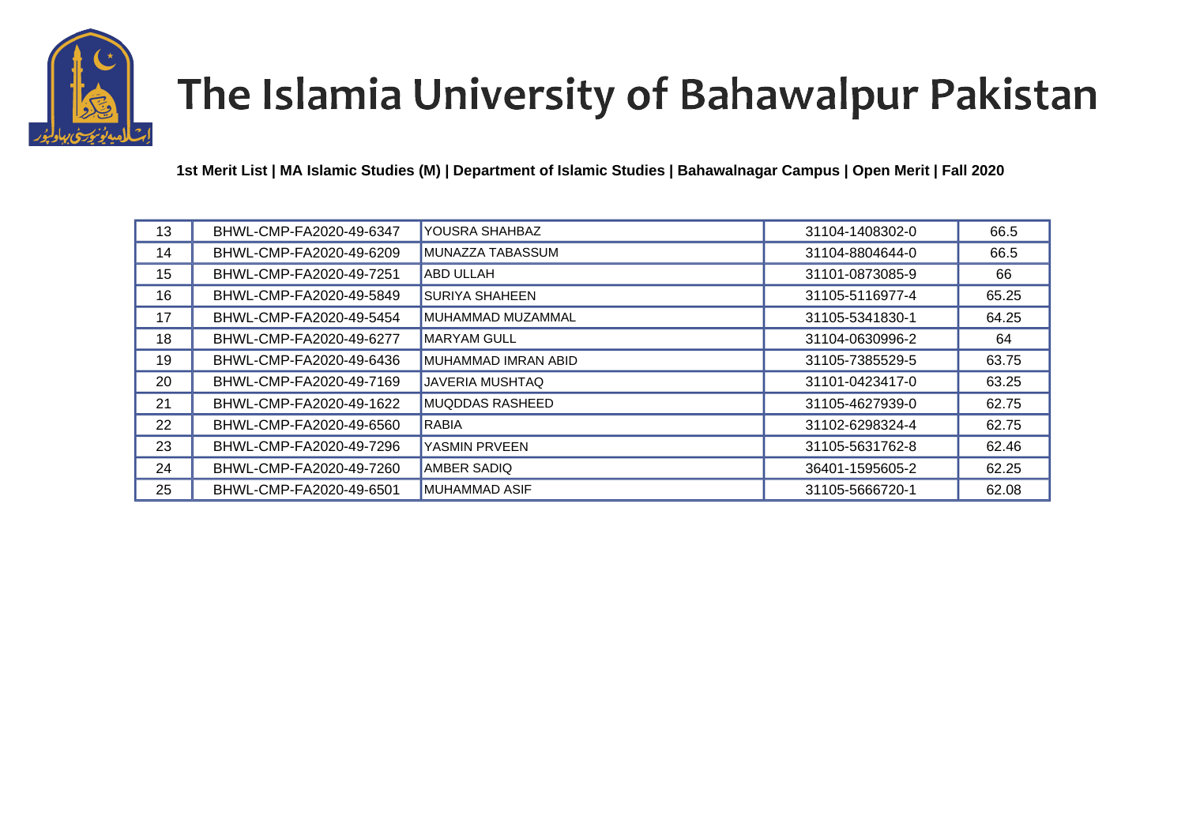# The Islamia University of Bahawalpur Pakistan

**1st Merit List | MA Islamic Studies (M) | Department of Islamic Studies | Bahawalnagar Campus | Open Merit | Fall 2020**

| | | | | |
|---|---|---|---|---|
| 13 | BHWL-CMP-FA2020-49-6347 | YOUSRA SHAHBAZ | 31104-1408302-0 | 66.5 |
| 14 | BHWL-CMP-FA2020-49-6209 | MUNAZZA TABASSUM | 31104-8804644-0 | 66.5 |
| 15 | BHWL-CMP-FA2020-49-7251 | ABD ULLAH | 31101-0873085-9 | 66 |
| 16 | BHWL-CMP-FA2020-49-5849 | SURIYA SHAHEEN | 31105-5116977-4 | 65.25 |
| 17 | BHWL-CMP-FA2020-49-5454 | MUHAMMAD MUZAMMAL | 31105-5341830-1 | 64.25 |
| 18 | BHWL-CMP-FA2020-49-6277 | MARYAM GULL | 31104-0630996-2 | 64 |
| 19 | BHWL-CMP-FA2020-49-6436 | MUHAMMAD IMRAN ABID | 31105-7385529-5 | 63.75 |
| 20 | BHWL-CMP-FA2020-49-7169 | JAVERIA MUSHTAQ | 31101-0423417-0 | 63.25 |
| 21 | BHWL-CMP-FA2020-49-1622 | MUQDDAS RASHEED | 31105-4627939-0 | 62.75 |
| 22 | BHWL-CMP-FA2020-49-6560 | RABIA | 31102-6298324-4 | 62.75 |
| 23 | BHWL-CMP-FA2020-49-7296 | YASMIN PRVEEN | 31105-5631762-8 | 62.46 |
| 24 | BHWL-CMP-FA2020-49-7260 | AMBER SADIQ | 36401-1595605-2 | 62.25 |
| 25 | BHWL-CMP-FA2020-49-6501 | MUHAMMAD ASIF | 31105-5666720-1 | 62.08 |